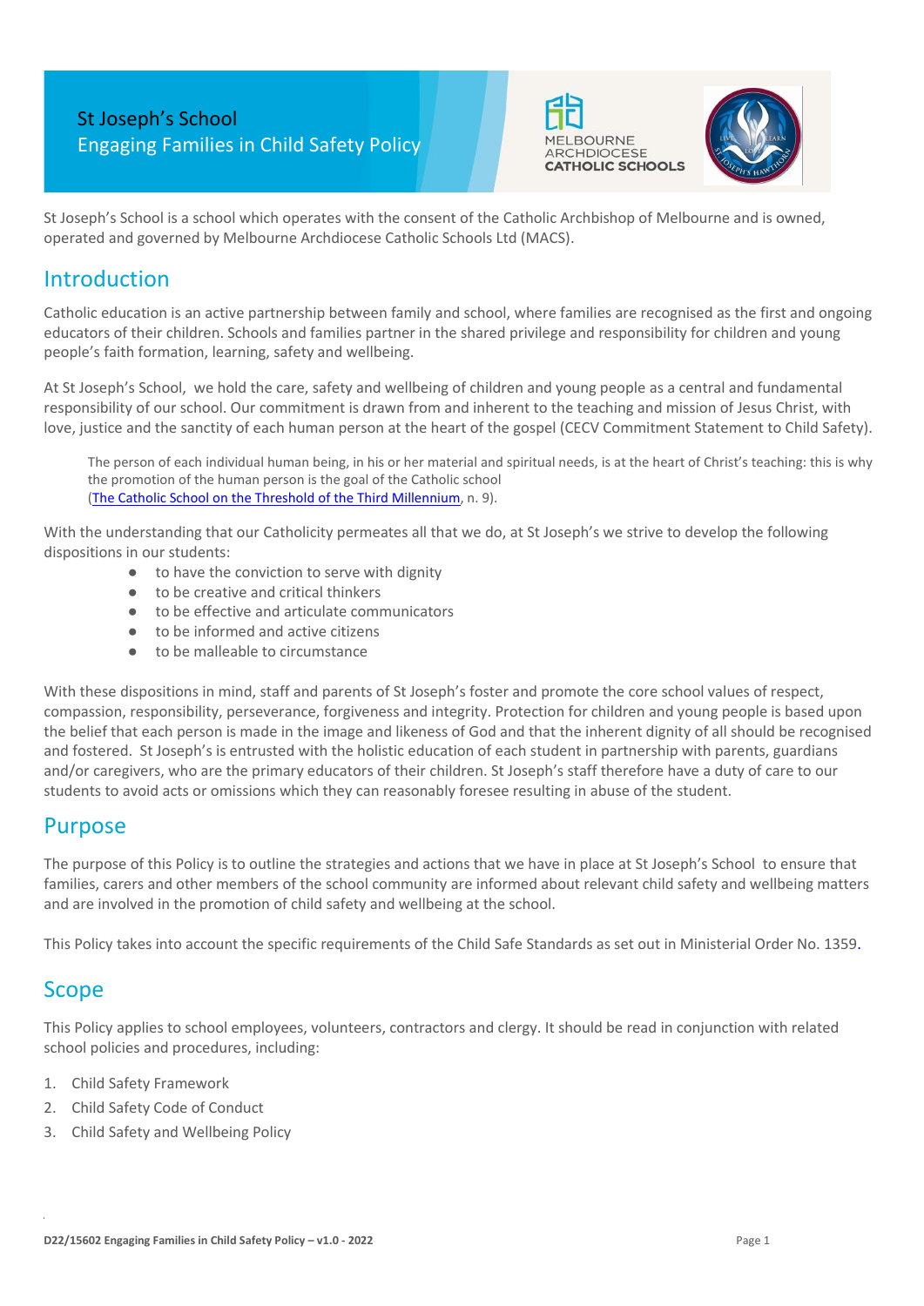# St Joseph's School
## Engaging Families in Child Safety Policy

St Joseph's School is a school which operates with the consent of the Catholic Archbishop of Melbourne and is owned, operated and governed by Melbourne Archdiocese Catholic Schools Ltd (MACS).

## Introduction

Catholic education is an active partnership between family and school, where families are recognised as the first and ongoing educators of their children. Schools and families partner in the shared privilege and responsibility for children and young people's faith formation, learning, safety and wellbeing.

At St Joseph's School, we hold the care, safety and wellbeing of children and young people as a central and fundamental responsibility of our school. Our commitment is drawn from and inherent to the teaching and mission of Jesus Christ, with love, justice and the sanctity of each human person at the heart of the gospel (CECV Commitment Statement to Child Safety).

> The person of each individual human being, in his or her material and spiritual needs, is at the heart of Christ's teaching: this is why the promotion of the human person is the goal of the Catholic school ([The Catholic School on the Threshold of the Third Millennium](), n. 9).

With the understanding that our Catholicity permeates all that we do, at St Joseph's we strive to develop the following dispositions in our students:

- to have the conviction to serve with dignity
- to be creative and critical thinkers
- to be effective and articulate communicators
- to be informed and active citizens
- to be malleable to circumstance

With these dispositions in mind, staff and parents of St Joseph's foster and promote the core school values of respect, compassion, responsibility, perseverance, forgiveness and integrity. Protection for children and young people is based upon the belief that each person is made in the image and likeness of God and that the inherent dignity of all should be recognised and fostered. St Joseph's is entrusted with the holistic education of each student in partnership with parents, guardians and/or caregivers, who are the primary educators of their children. St Joseph's staff therefore have a duty of care to our students to avoid acts or omissions which they can reasonably foresee resulting in abuse of the student.

## Purpose

The purpose of this Policy is to outline the strategies and actions that we have in place at St Joseph's School to ensure that families, carers and other members of the school community are informed about relevant child safety and wellbeing matters and are involved in the promotion of child safety and wellbeing at the school.

This Policy takes into account the specific requirements of the Child Safe Standards as set out in Ministerial Order No. 1359.

## Scope

This Policy applies to school employees, volunteers, contractors and clergy. It should be read in conjunction with related school policies and procedures, including:

1. Child Safety Framework
2. Child Safety Code of Conduct
3. Child Safety and Wellbeing Policy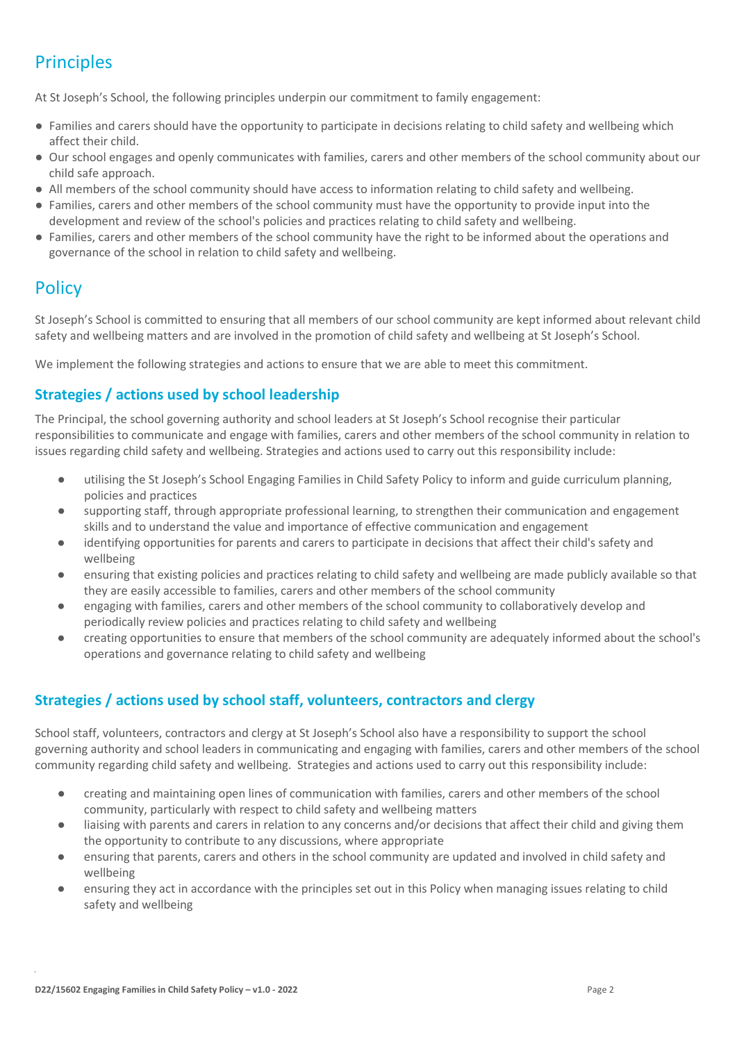## Principles

At St Joseph's School, the following principles underpin our commitment to family engagement:

- Families and carers should have the opportunity to participate in decisions relating to child safety and wellbeing which affect their child.
- Our school engages and openly communicates with families, carers and other members of the school community about our child safe approach.
- All members of the school community should have access to information relating to child safety and wellbeing.
- Families, carers and other members of the school community must have the opportunity to provide input into the development and review of the school's policies and practices relating to child safety and wellbeing.
- Families, carers and other members of the school community have the right to be informed about the operations and governance of the school in relation to child safety and wellbeing.

## Policy

St Joseph's School is committed to ensuring that all members of our school community are kept informed about relevant child safety and wellbeing matters and are involved in the promotion of child safety and wellbeing at St Joseph's School.

We implement the following strategies and actions to ensure that we are able to meet this commitment.

### Strategies / actions used by school leadership

The Principal, the school governing authority and school leaders at St Joseph's School recognise their particular responsibilities to communicate and engage with families, carers and other members of the school community in relation to issues regarding child safety and wellbeing. Strategies and actions used to carry out this responsibility include:

- utilising the St Joseph's School Engaging Families in Child Safety Policy to inform and guide curriculum planning, policies and practices
- supporting staff, through appropriate professional learning, to strengthen their communication and engagement skills and to understand the value and importance of effective communication and engagement
- identifying opportunities for parents and carers to participate in decisions that affect their child's safety and wellbeing
- ensuring that existing policies and practices relating to child safety and wellbeing are made publicly available so that they are easily accessible to families, carers and other members of the school community
- engaging with families, carers and other members of the school community to collaboratively develop and periodically review policies and practices relating to child safety and wellbeing
- creating opportunities to ensure that members of the school community are adequately informed about the school's operations and governance relating to child safety and wellbeing

### Strategies / actions used by school staff, volunteers, contractors and clergy

School staff, volunteers, contractors and clergy at St Joseph's School also have a responsibility to support the school governing authority and school leaders in communicating and engaging with families, carers and other members of the school community regarding child safety and wellbeing. Strategies and actions used to carry out this responsibility include:

- creating and maintaining open lines of communication with families, carers and other members of the school community, particularly with respect to child safety and wellbeing matters
- liaising with parents and carers in relation to any concerns and/or decisions that affect their child and giving them the opportunity to contribute to any discussions, where appropriate
- ensuring that parents, carers and others in the school community are updated and involved in child safety and wellbeing
- ensuring they act in accordance with the principles set out in this Policy when managing issues relating to child safety and wellbeing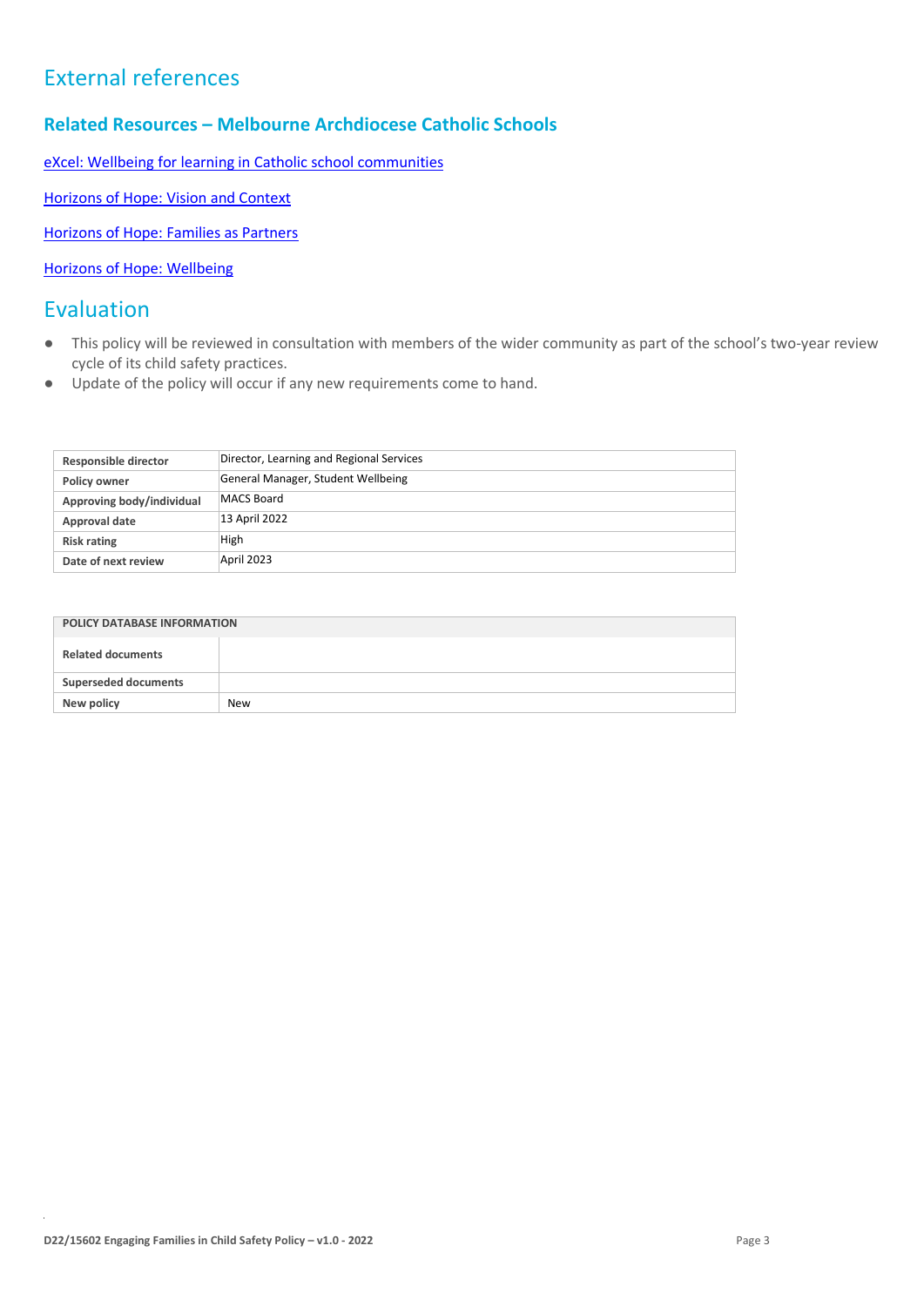# External references

### Related Resources – Melbourne Archdiocese Catholic Schools

eXcel: Wellbeing for learning in Catholic school communities

Horizons of Hope: Vision and Context

Horizons of Hope: Families as Partners

Horizons of Hope: Wellbeing

# Evaluation

- This policy will be reviewed in consultation with members of the wider community as part of the school's two-year review cycle of its child safety practices.
- Update of the policy will occur if any new requirements come to hand.

| | |
|---|---|
| **Responsible director** | Director, Learning and Regional Services |
| **Policy owner** | General Manager, Student Wellbeing |
| **Approving body/individual** | MACS Board |
| **Approval date** | 13 April 2022 |
| **Risk rating** | High |
| **Date of next review** | April 2023 |

| **POLICY DATABASE INFORMATION** | |
|---|---|
| **Related documents** | |
| **Superseded documents** | |
| **New policy** | New |